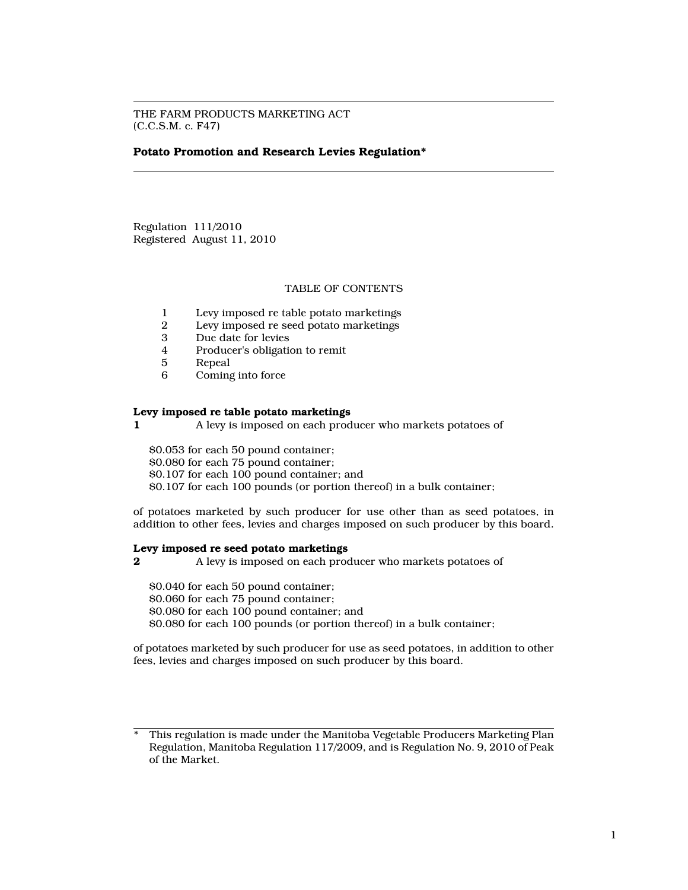THE FARM PRODUCTS MARKETING ACT
(C.C.S.M. c. F47)

**Potato Promotion and Research Levies Regulation***

Regulation 111/2010
Registered August 11, 2010

TABLE OF CONTENTS

1 Levy imposed re table potato marketings
2 Levy imposed re seed potato marketings
3 Due date for levies
4 Producer's obligation to remit
5 Repeal
6 Coming into force

**Levy imposed re table potato marketings**

**1** A levy is imposed on each producer who markets potatoes of

$0.053 for each 50 pound container;
$0.080 for each 75 pound container;
$0.107 for each 100 pound container; and
$0.107 for each 100 pounds (or portion thereof) in a bulk container;

of potatoes marketed by such producer for use other than as seed potatoes, in addition to other fees, levies and charges imposed on such producer by this board.

**Levy imposed re seed potato marketings**

**2** A levy is imposed on each producer who markets potatoes of

$0.040 for each 50 pound container;
$0.060 for each 75 pound container;
$0.080 for each 100 pound container; and
$0.080 for each 100 pounds (or portion thereof) in a bulk container;

of potatoes marketed by such producer for use as seed potatoes, in addition to other fees, levies and charges imposed on such producer by this board.

---

* This regulation is made under the Manitoba Vegetable Producers Marketing Plan Regulation, Manitoba Regulation 117/2009, and is Regulation No. 9, 2010 of Peak of the Market.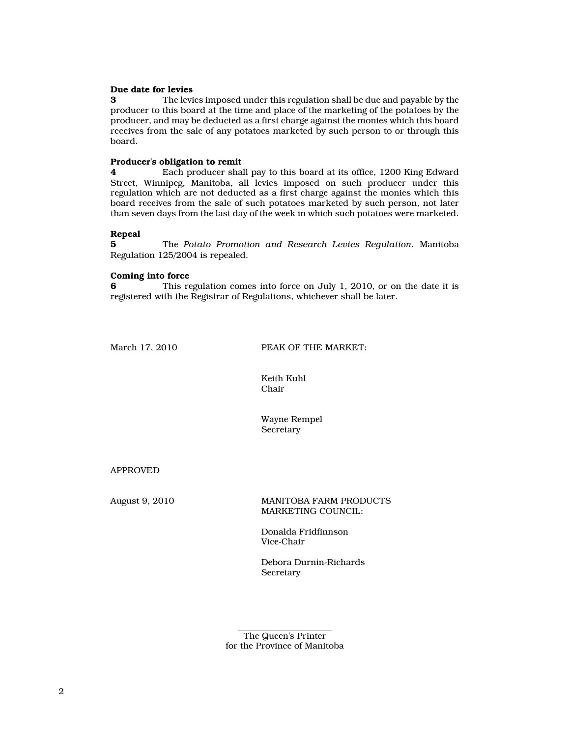**Due date for levies**

**3** The levies imposed under this regulation shall be due and payable by the producer to this board at the time and place of the marketing of the potatoes by the producer, and may be deducted as a first charge against the monies which this board receives from the sale of any potatoes marketed by such person to or through this board.

**Producer's obligation to remit**

**4** Each producer shall pay to this board at its office, 1200 King Edward Street, Winnipeg, Manitoba, all levies imposed on such producer under this regulation which are not deducted as a first charge against the monies which this board receives from the sale of such potatoes marketed by such person, not later than seven days from the last day of the week in which such potatoes were marketed.

**Repeal**

**5** The *Potato Promotion and Research Levies Regulation*, Manitoba Regulation 125/2004 is repealed.

**Coming into force**

**6** This regulation comes into force on July 1, 2010, or on the date it is registered with the Registrar of Regulations, whichever shall be later.

March 17, 2010

PEAK OF THE MARKET:

Keith Kuhl
Chair

Wayne Rempel
Secretary

APPROVED

August 9, 2010

MANITOBA FARM PRODUCTS MARKETING COUNCIL:

Donalda Fridfinnson
Vice-Chair

Debora Durnin-Richards
Secretary

The Queen's Printer
for the Province of Manitoba